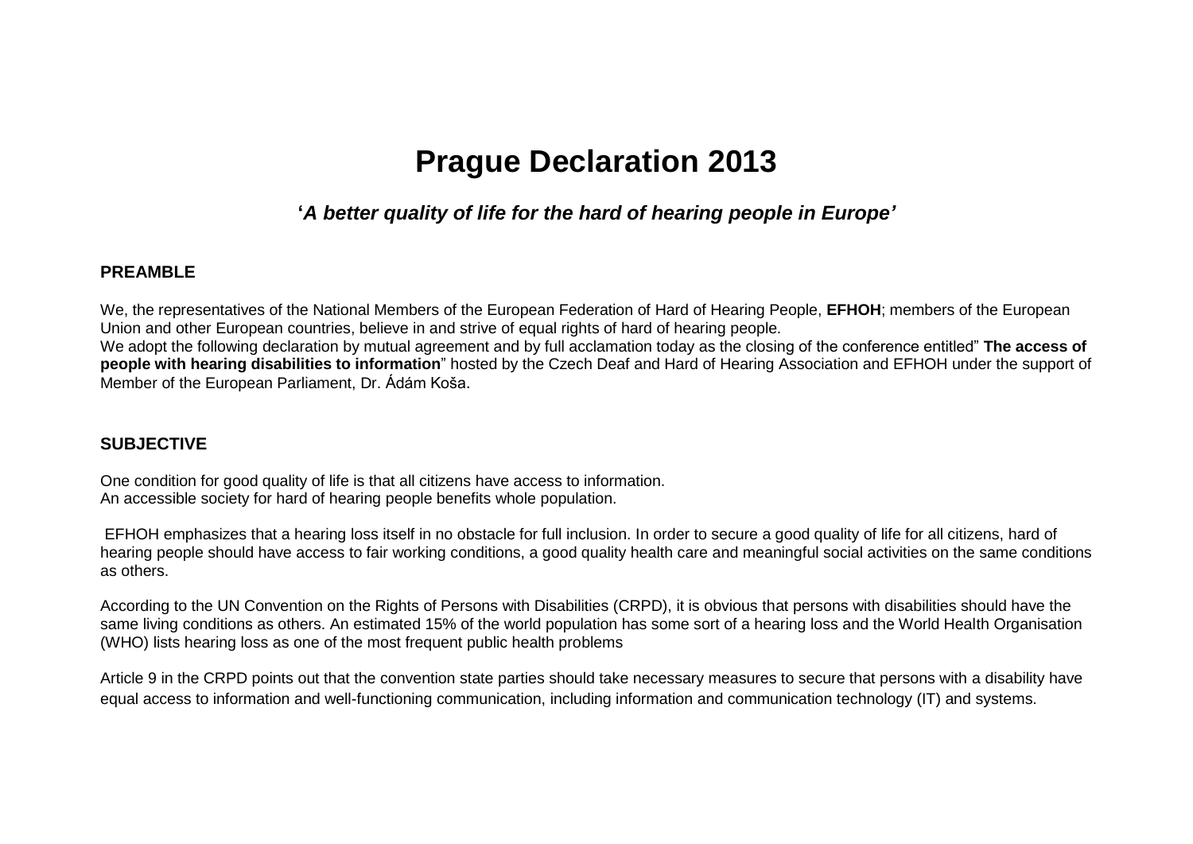# Prague Declaration 2013

## ***'A better quality of life for the hard of hearing people in Europe'***

### PREAMBLE

We, the representatives of the National Members of the European Federation of Hard of Hearing People, **EFHOH**; members of the European Union and other European countries, believe in and strive of equal rights of hard of hearing people.
We adopt the following declaration by mutual agreement and by full acclamation today as the closing of the conference entitled" **The access of people with hearing disabilities to information**" hosted by the Czech Deaf and Hard of Hearing Association and EFHOH under the support of Member of the European Parliament, Dr. Ádám Koša.

### SUBJECTIVE

One condition for good quality of life is that all citizens have access to information.
An accessible society for hard of hearing people benefits whole population.

EFHOH emphasizes that a hearing loss itself in no obstacle for full inclusion. In order to secure a good quality of life for all citizens, hard of hearing people should have access to fair working conditions, a good quality health care and meaningful social activities on the same conditions as others.

According to the UN Convention on the Rights of Persons with Disabilities (CRPD), it is obvious that persons with disabilities should have the same living conditions as others. An estimated 15% of the world population has some sort of a hearing loss and the World Health Organisation (WHO) lists hearing loss as one of the most frequent public health problems

Article 9 in the CRPD points out that the convention state parties should take necessary measures to secure that persons with a disability have equal access to information and well-functioning communication, including information and communication technology (IT) and systems.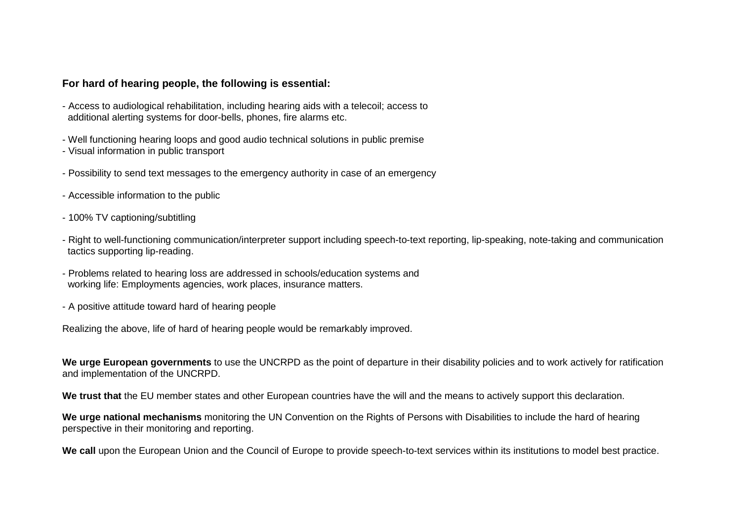**For hard of hearing people, the following is essential:**

- Access to audiological rehabilitation, including hearing aids with a telecoil; access to additional alerting systems for door-bells, phones, fire alarms etc.
- Well functioning hearing loops and good audio technical solutions in public premise
- Visual information in public transport
- Possibility to send text messages to the emergency authority in case of an emergency
- Accessible information to the public
- 100% TV captioning/subtitling
- Right to well-functioning communication/interpreter support including speech-to-text reporting, lip-speaking, note-taking and communication tactics supporting lip-reading.
- Problems related to hearing loss are addressed in schools/education systems and working life: Employments agencies, work places, insurance matters.
- A positive attitude toward hard of hearing people

Realizing the above, life of hard of hearing people would be remarkably improved.

**We urge European governments** to use the UNCRPD as the point of departure in their disability policies and to work actively for ratification and implementation of the UNCRPD.

**We trust that** the EU member states and other European countries have the will and the means to actively support this declaration.

**We urge national mechanisms** monitoring the UN Convention on the Rights of Persons with Disabilities to include the hard of hearing perspective in their monitoring and reporting.

**We call** upon the European Union and the Council of Europe to provide speech-to-text services within its institutions to model best practice.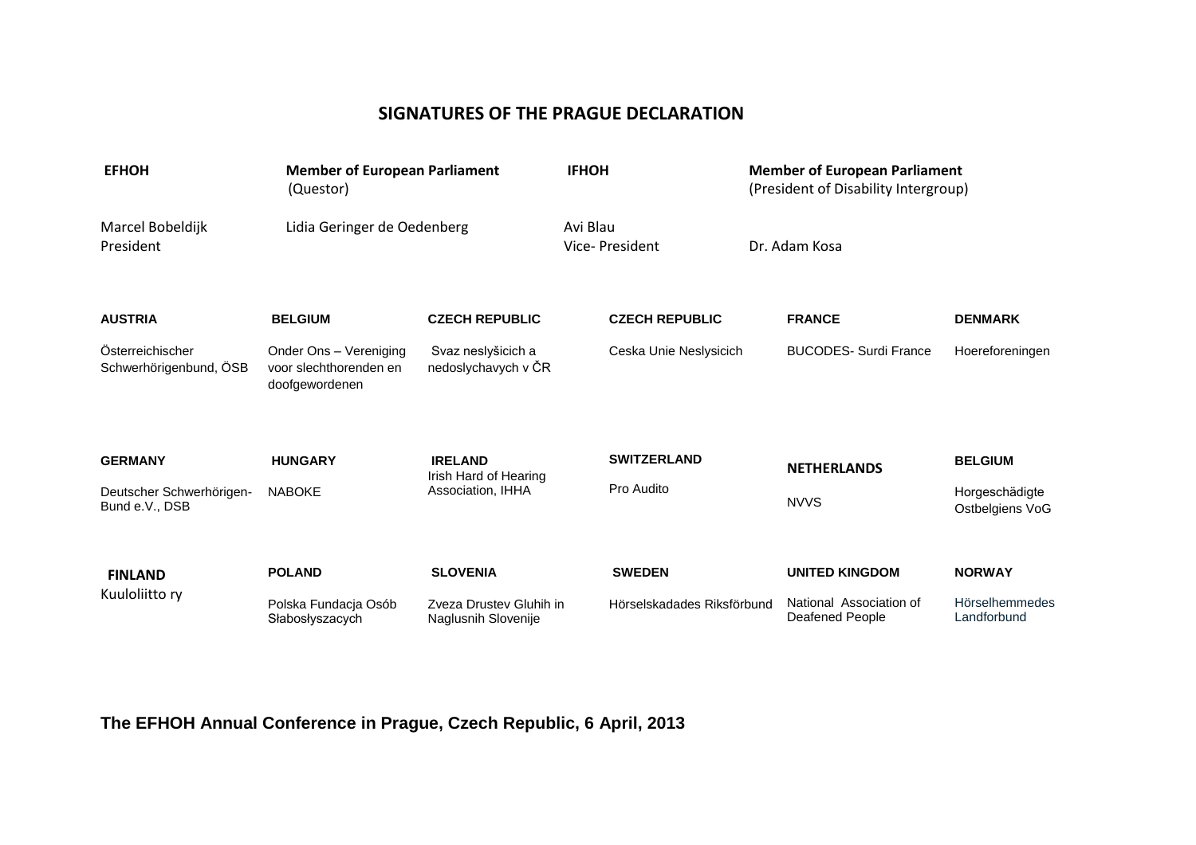## SIGNATURES OF THE PRAGUE DECLARATION

| **EFHOH** | **Member of European Parliament** (Questor) | **IFHOH** | **Member of European Parliament** (President of Disability Intergroup) |
|---|---|---|---|
| Marcel Bobeldijk<br>President | Lidia Geringer de Oedenberg | Avi Blau<br>Vice- President | Dr. Adam Kosa |

| **AUSTRIA** | **BELGIUM** | **CZECH REPUBLIC** | **CZECH REPUBLIC** | **FRANCE** | **DENMARK** |
|---|---|---|---|---|---|
| Österreichischer Schwerhörigenbund, ÖSB | Onder Ons – Vereniging voor slechthorenden en doofgewordenen | Svaz neslyšicich a nedoslychavych v ČR | Ceska Unie Neslysicich | BUCODES- Surdi France | Hoereforeningen |
| **GERMANY** | **HUNGARY** | **IRELAND** | **SWITZERLAND** | **NETHERLANDS** | **BELGIUM** |
| Deutscher Schwerhörigen-Bund e.V., DSB | NABOKE | Irish Hard of Hearing Association, IHHA | Pro Audito | NVVS | Horgeschädigte Ostbelgiens VoG |
| **FINLAND** | **POLAND** | **SLOVENIA** | **SWEDEN** | **UNITED KINGDOM** | **NORWAY** |
| Kuuloliitto ry | Polska Fundacja Osób Słabosłyszacych | Zveza Drustev Gluhih in Naglusnih Slovenije | Hörselskadades Riksförbund | National Association of Deafened People | Hörselhemmedes Landforbund |

**The EFHOH Annual Conference in Prague, Czech Republic, 6 April, 2013**